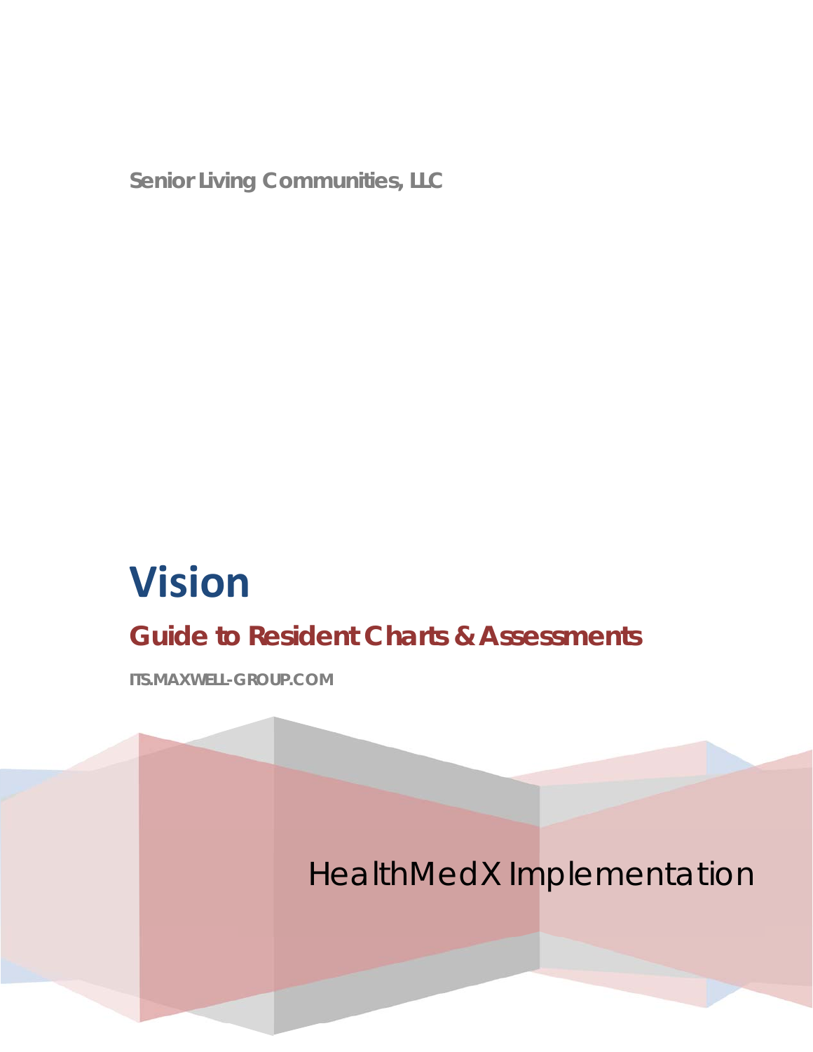Senior Living Communities, LLC

# Vision

## Guide to Resident Charts & Assessments

ITS.MAXWELL-GROUP.COM

HealthMedX Implementation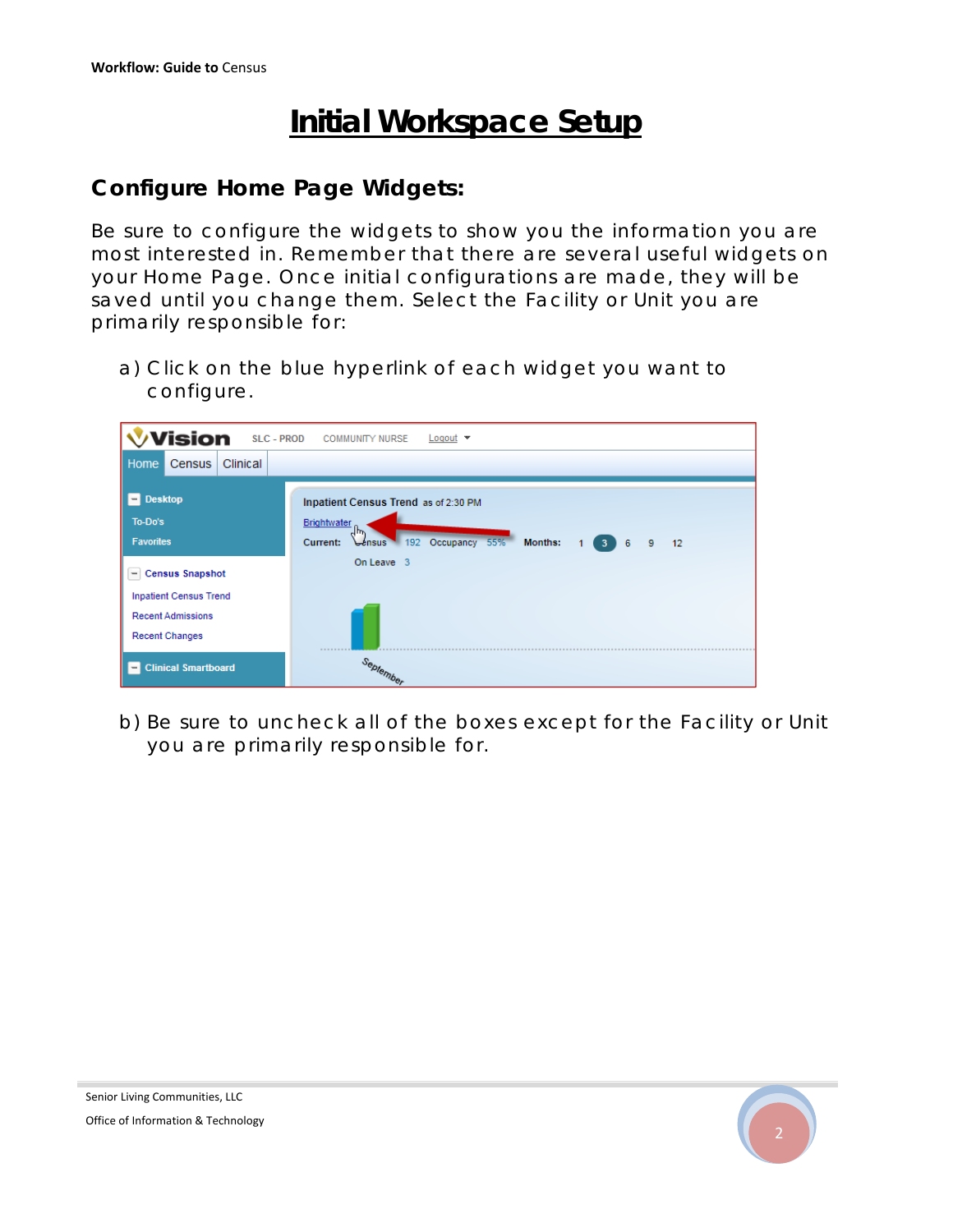# Initial Workspace Setup

## Configure Home Page Widgets:

Be sure to configure the widgets to show you the information you are most interested in. Remember that there are several useful widgets on your Home Page. Once initial configurations are made, they will be saved until you change them. Select the Facility or Unit you are primarily responsible for:

a) Click on the blue hyperlink of each widget you want to configure.

b) Be sure to uncheck all of the boxes except for the Facility or Unit you are primarily responsible for.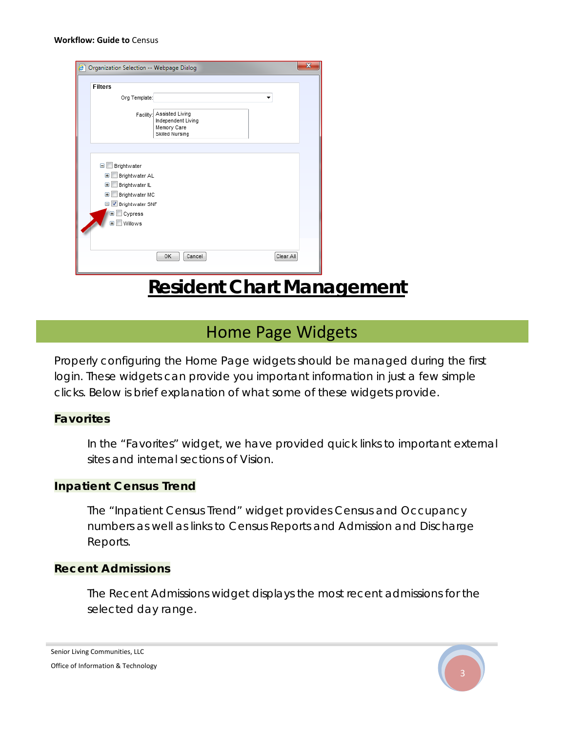# Resident Chart Management

## Home Page Widgets

Properly configuring the Home Page widgets should be managed during the first login. These widgets can provide you important information in just a few simple clicks. Below is brief explanation of what some of these widgets provide.

### Favorites

In the "Favorites" widget, we have provided quick links to important external sites and internal sections of Vision.

### Inpatient Census Trend

The "Inpatient Census Trend" widget provides Census and Occupancy numbers as well as links to Census Reports and Admission and Discharge Reports.

### Recent Admissions

The Recent Admissions widget displays the most recent admissions for the selected day range.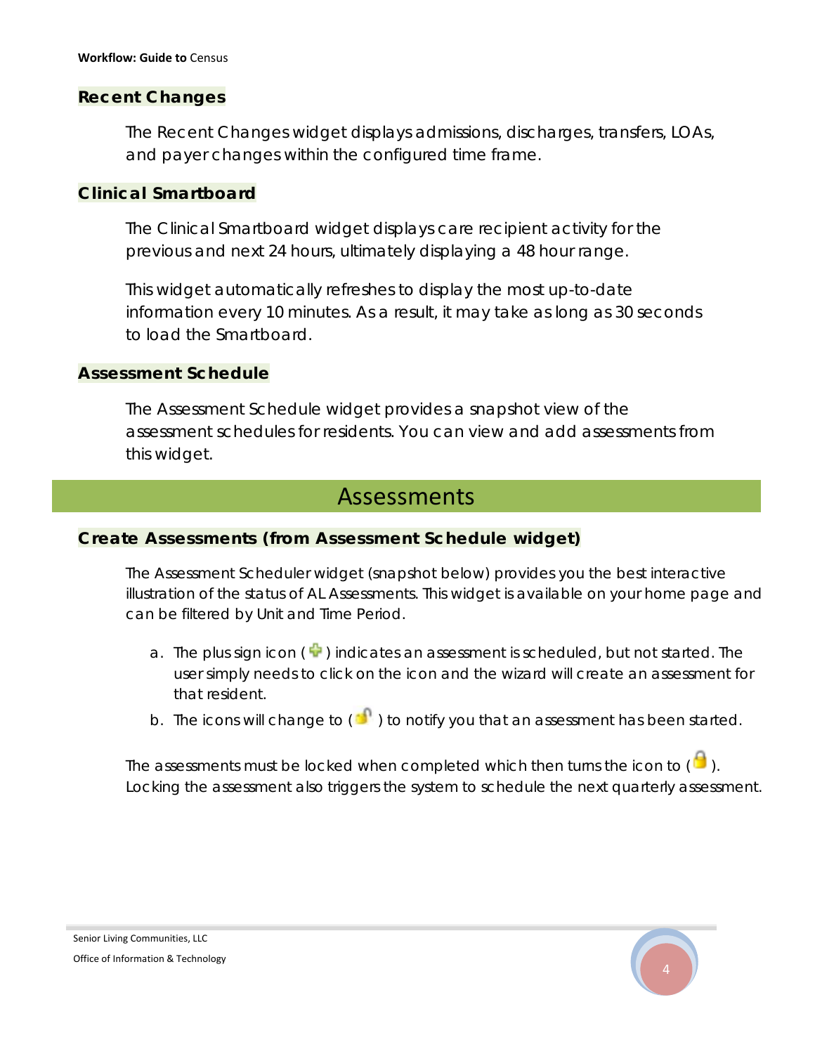### Recent Changes

The Recent Changes widget displays admissions, discharges, transfers, LOAs, and payer changes within the configured time frame.

### Clinical Smartboard

The Clinical Smartboard widget displays care recipient activity for the previous and next 24 hours, ultimately displaying a 48 hour range.

This widget automatically refreshes to display the most up-to-date information every 10 minutes. As a result, it may take as long as 30 seconds to load the Smartboard.

### Assessment Schedule

The Assessment Schedule widget provides a snapshot view of the assessment schedules for residents. You can view and add assessments from this widget.

## Assessments

### Create Assessments (from Assessment Schedule widget)

The Assessment Scheduler widget (snapshot below) provides you the best interactive illustration of the status of AL Assessments. This widget is available on your home page and can be filtered by Unit and Time Period.

a. The plus sign icon ( ) indicates an assessment is scheduled, but not started. The user simply needs to click on the icon and the wizard will create an assessment for that resident.
b. The icons will change to ( ) to notify you that an assessment has been started.

The assessments must be locked when completed which then turns the icon to ( ). Locking the assessment also triggers the system to schedule the next quarterly assessment.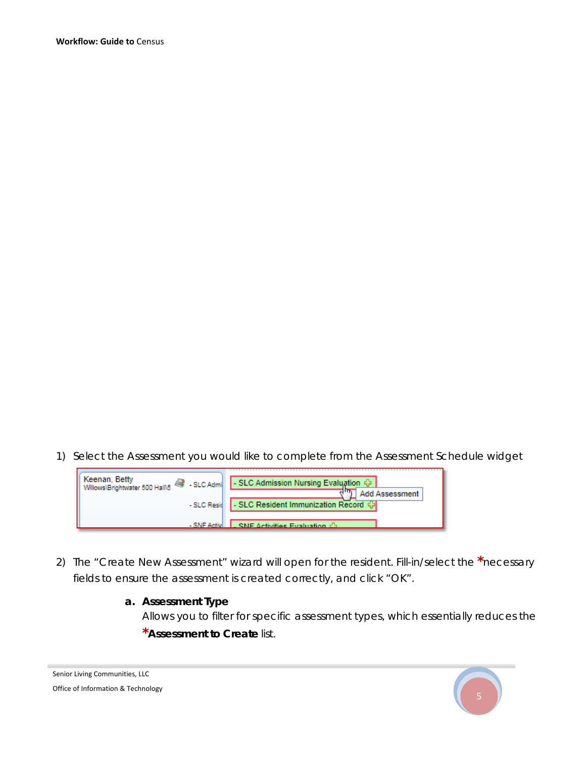1) Select the Assessment you would like to complete from the Assessment Schedule widget

2) The "Create New Assessment" wizard will open for the resident. Fill-in/select the *necessary fields to ensure the assessment is created correctly, and click "OK".

   a. **Assessment Type**
      Allows you to filter for specific assessment types, which essentially reduces the ***Assessment to Create** list.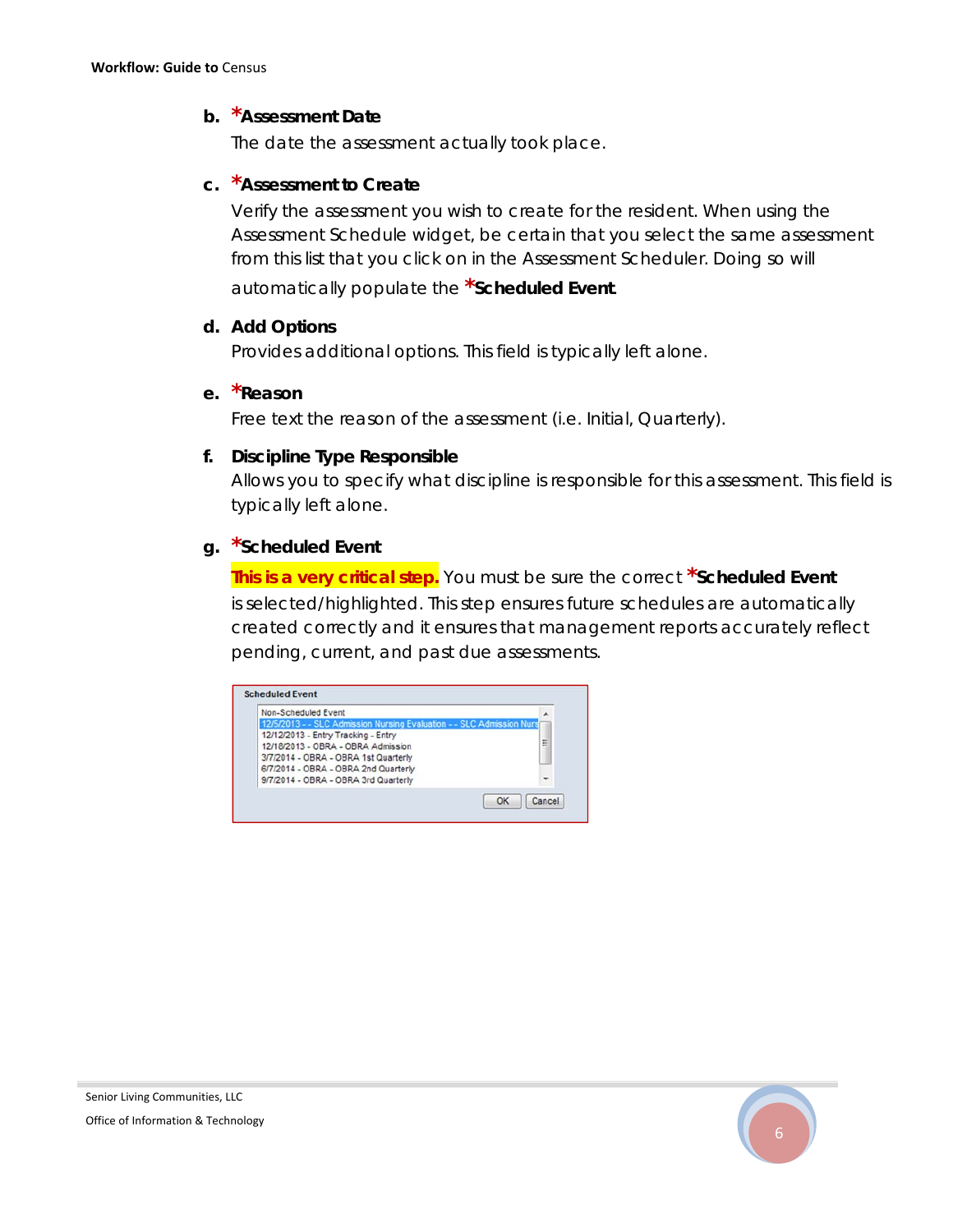b. ***Assessment Date**
   The date the assessment actually took place.

c. ***Assessment to Create**
   Verify the assessment you wish to create for the resident. When using the Assessment Schedule widget, be certain that you select the same assessment from this list that you click on in the Assessment Scheduler. Doing so will automatically populate the ***Scheduled Event**.

d. **Add Options**
   Provides additional options. This field is typically left alone.

e. ***Reason**
   Free text the reason of the assessment (i.e. Initial, Quarterly).

f. **Discipline Type Responsible**
   Allows you to specify what discipline is responsible for this assessment. This field is typically left alone.

g. ***Scheduled Event**
   **This is a very critical step.** You must be sure the correct ***Scheduled Event** is selected/highlighted. This step ensures future schedules are automatically created correctly and it ensures that management reports accurately reflect pending, current, and past due assessments.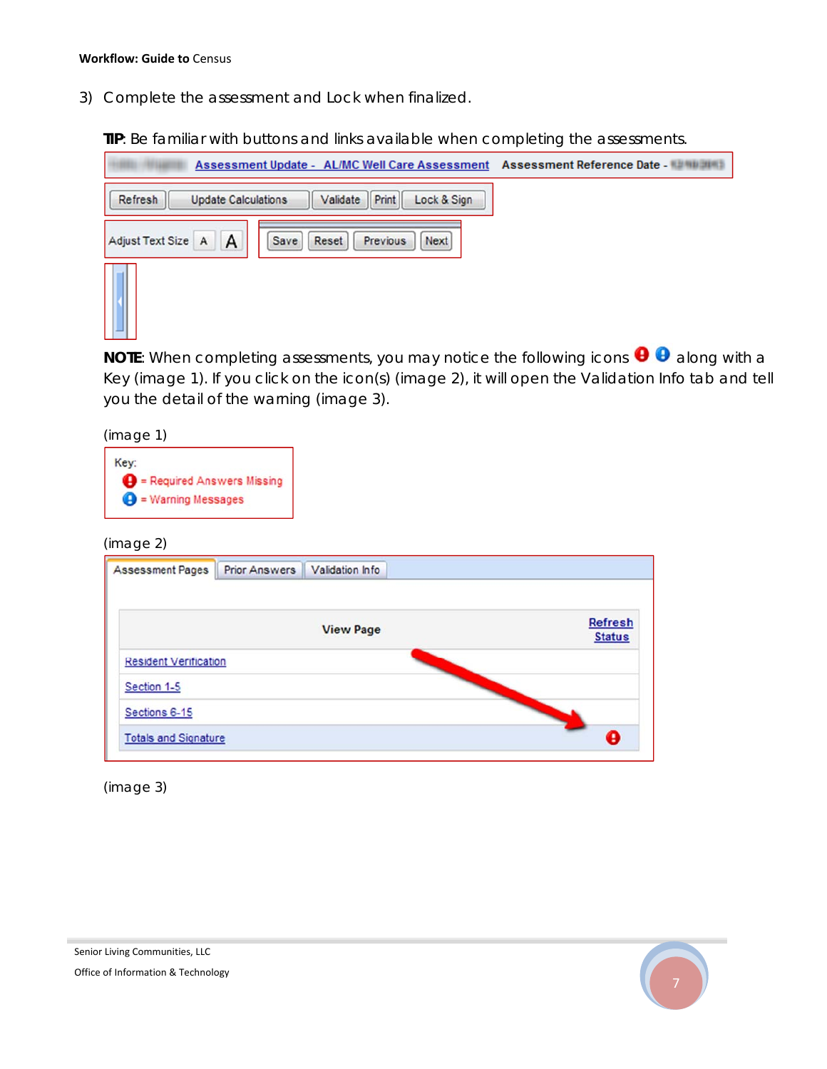3) Complete the assessment and Lock when finalized.

**TIP**: Be familiar with buttons and links available when completing the assessments.

Assessment Update - AL/MC Well Care Assessment    Assessment Reference Date -

Refresh | Update Calculations | Validate | Print | Lock & Sign

Adjust Text Size A A    Save | Reset | Previous | Next

**NOTE**: When completing assessments, you may notice the following icons along with a Key (image 1). If you click on the icon(s) (image 2), it will open the Validation Info tab and tell you the detail of the warning (image 3).

(image 1)

Key:
= Required Answers Missing
= Warning Messages

(image 2)

Assessment Pages | Prior Answers | Validation Info

| View Page | Refresh Status |
|---|---|
| Resident Verification | |
| Section 1-5 | |
| Sections 6-15 | |
| Totals and Signature | |

(image 3)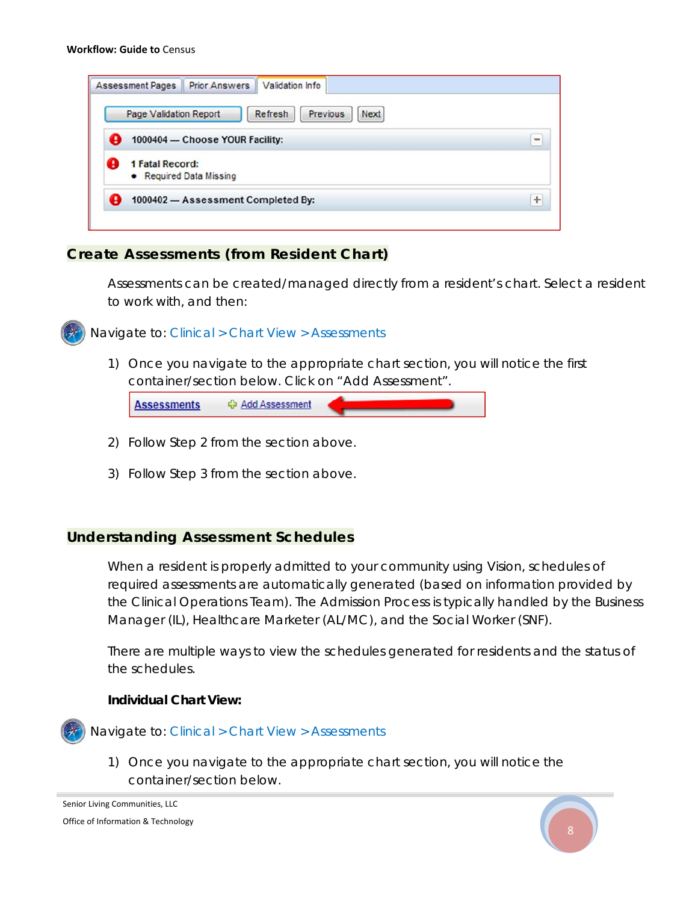## Create Assessments (from Resident Chart)

Assessments can be created/managed directly from a resident's chart. Select a resident to work with, and then:

Navigate to: Clinical > Chart View > Assessments

1) Once you navigate to the appropriate chart section, you will notice the first container/section below. Click on "Add Assessment".

2) Follow Step 2 from the section above.

3) Follow Step 3 from the section above.

## Understanding Assessment Schedules

When a resident is properly admitted to your community using Vision, schedules of required assessments are automatically generated (based on information provided by the Clinical Operations Team). The Admission Process is typically handled by the Business Manager (IL), Healthcare Marketer (AL/MC), and the Social Worker (SNF).

There are multiple ways to view the schedules generated for residents and the status of the schedules.

**Individual Chart View:**

Navigate to: Clinical > Chart View > Assessments

1) Once you navigate to the appropriate chart section, you will notice the container/section below.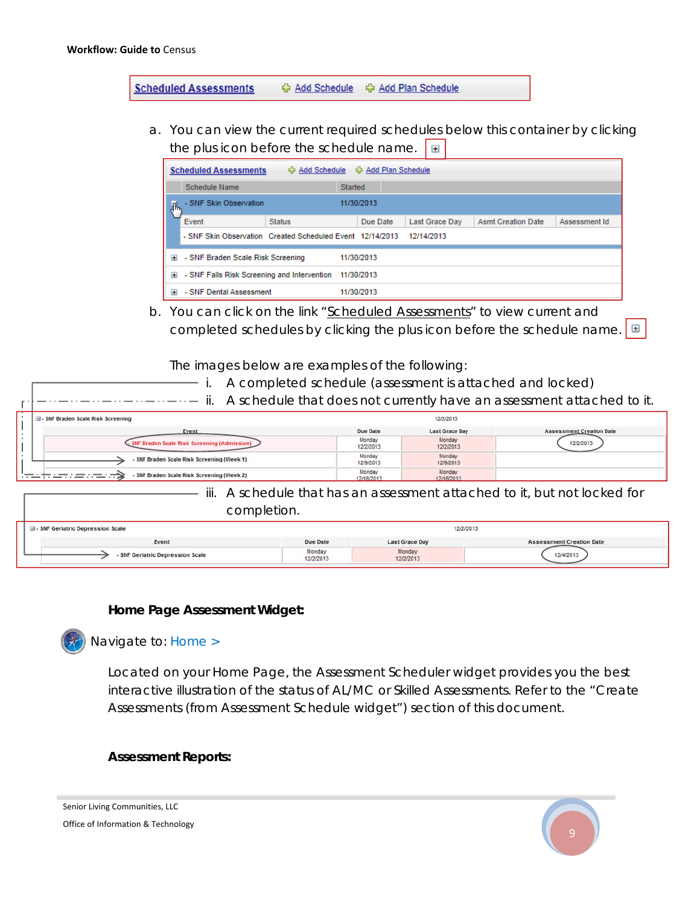Scheduled Assessments | Add Schedule | Add Plan Schedule

a. You can view the current required schedules below this container by clicking the plus icon before the schedule name.

| Schedule Name | Started |
|---|---|
| - SNF Skin Observation | 11/30/2013 |

| Event | Status | Due Date | Last Grace Day | Asmt Creation Date | Assessment Id |
|---|---|---|---|---|---|
| - SNF Skin Observation | Created Scheduled Event | 12/14/2013 | 12/14/2013 | | |

| Schedule Name | Started |
|---|---|
| - SNF Braden Scale Risk Screening | 11/30/2013 |
| - SNF Falls Risk Screening and Intervention | 11/30/2013 |
| - SNF Dental Assessment | 11/30/2013 |

b. You can click on the link "Scheduled Assessments" to view current and completed schedules by clicking the plus icon before the schedule name.

The images below are examples of the following:

i. A completed schedule (assessment is attached and locked)

ii. A schedule that does not currently have an assessment attached to it.

- SNF Braden Scale Risk Screening — 12/2/2013

| Event | Due Date | Last Grace Day | Assessment Creation Date |
|---|---|---|---|
| SNF Braden Scale Risk Screening (Admission) | Monday 12/2/2013 | Monday 12/2/2013 | 12/2/2013 |
| - SNF Braden Scale Risk Screening (Week 1) | Monday 12/9/2013 | Monday 12/9/2013 | |
| - SNF Braden Scale Risk Screening (Week 2) | Monday 12/16/2013 | Monday 12/16/2013 | |

iii. A schedule that has an assessment attached to it, but not locked for completion.

- SNF Geriatric Depression Scale — 12/2/2013

| Event | Due Date | Last Grace Day | Assessment Creation Date |
|---|---|---|---|
| - SNF Geriatric Depression Scale | Monday 12/2/2013 | Monday 12/2/2013 | 12/4/2013 |

**Home Page Assessment Widget:**

Navigate to: Home >

Located on your Home Page, the Assessment Scheduler widget provides you the best interactive illustration of the status of AL/MC or Skilled Assessments. Refer to the "Create Assessments (from Assessment Schedule widget") section of this document.

**Assessment Reports:**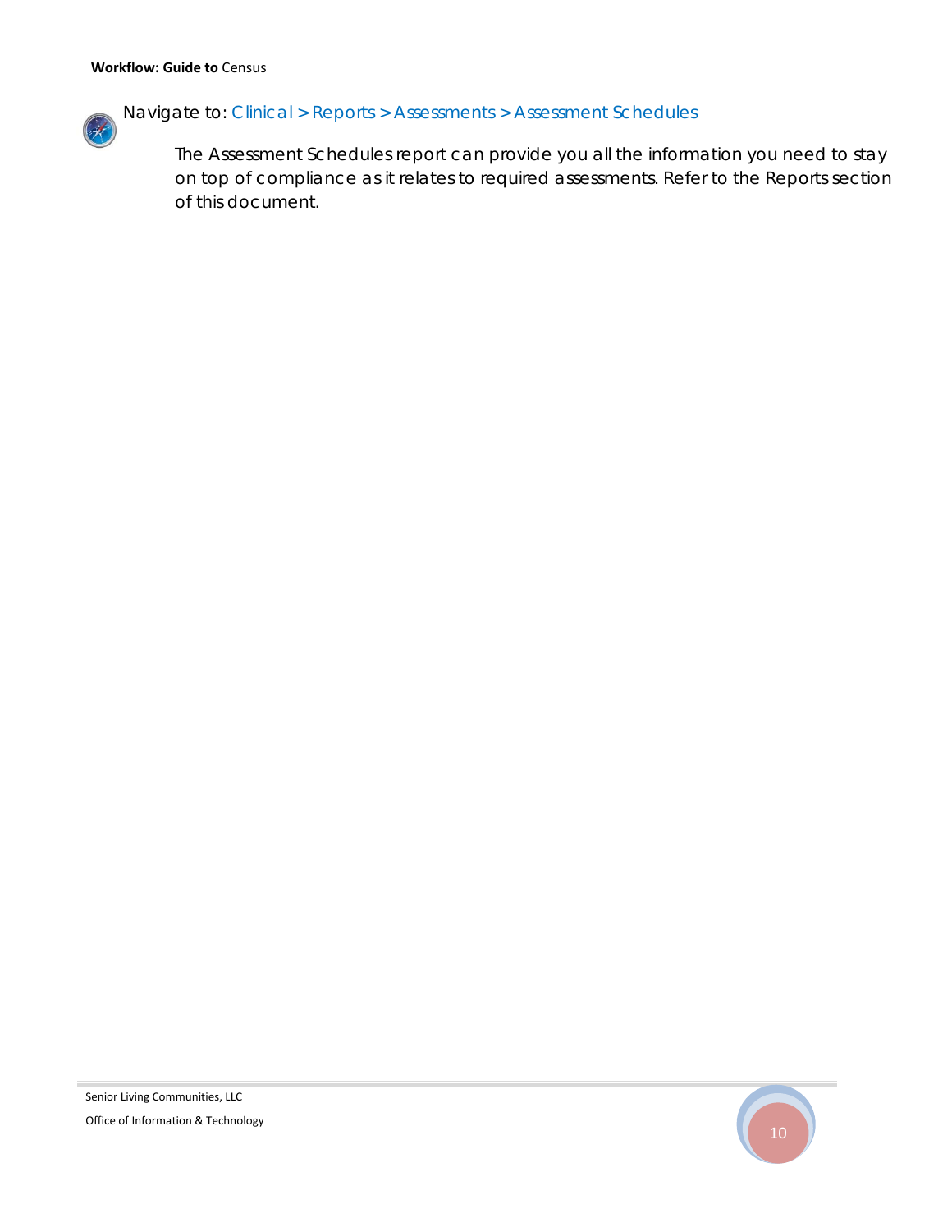Navigate to: Clinical > Reports > Assessments > Assessment Schedules

The Assessment Schedules report can provide you all the information you need to stay on top of compliance as it relates to required assessments. Refer to the Reports section of this document.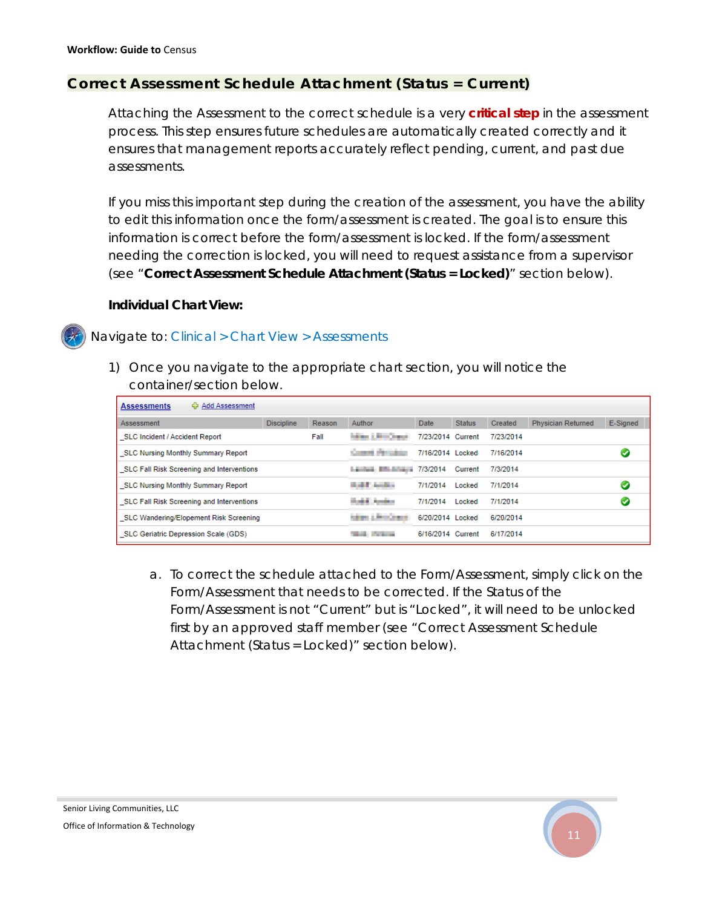## Correct Assessment Schedule Attachment (Status = Current)

Attaching the Assessment to the correct schedule is a very **critical step** in the assessment process. This step ensures future schedules are automatically created correctly and it ensures that management reports accurately reflect pending, current, and past due assessments.

If you miss this important step during the creation of the assessment, you have the ability to edit this information once the form/assessment is created. The goal is to ensure this information is correct before the form/assessment is locked. If the form/assessment needing the correction is locked, you will need to request assistance from a supervisor (see "**Correct Assessment Schedule Attachment (Status = Locked)**" section below).

**Individual Chart View:**

Navigate to: Clinical > Chart View > Assessments

1) Once you navigate to the appropriate chart section, you will notice the container/section below.

**Assessments** &nbsp;&nbsp; Add Assessment

| Assessment | Discipline | Reason | Author | Date | Status | Created | Physician Returned | E-Signed |
|---|---|---|---|---|---|---|---|---|
| _SLC Incident / Accident Report | | Fall | | 7/23/2014 | Current | 7/23/2014 | | |
| _SLC Nursing Monthly Summary Report | | | | 7/16/2014 | Locked | 7/16/2014 | | ✔ |
| _SLC Fall Risk Screening and Interventions | | | | 7/3/2014 | Current | 7/3/2014 | | |
| _SLC Nursing Monthly Summary Report | | | | 7/1/2014 | Locked | 7/1/2014 | | ✔ |
| _SLC Fall Risk Screening and Interventions | | | | 7/1/2014 | Locked | 7/1/2014 | | ✔ |
| _SLC Wandering/Elopement Risk Screening | | | | 6/20/2014 | Locked | 6/20/2014 | | |
| _SLC Geriatric Depression Scale (GDS) | | | | 6/16/2014 | Current | 6/17/2014 | | |

a. To correct the schedule attached to the Form/Assessment, simply click on the Form/Assessment that needs to be corrected. If the Status of the Form/Assessment is not "Current" but is "Locked", it will need to be unlocked first by an approved staff member (see "Correct Assessment Schedule Attachment (Status = Locked)" section below).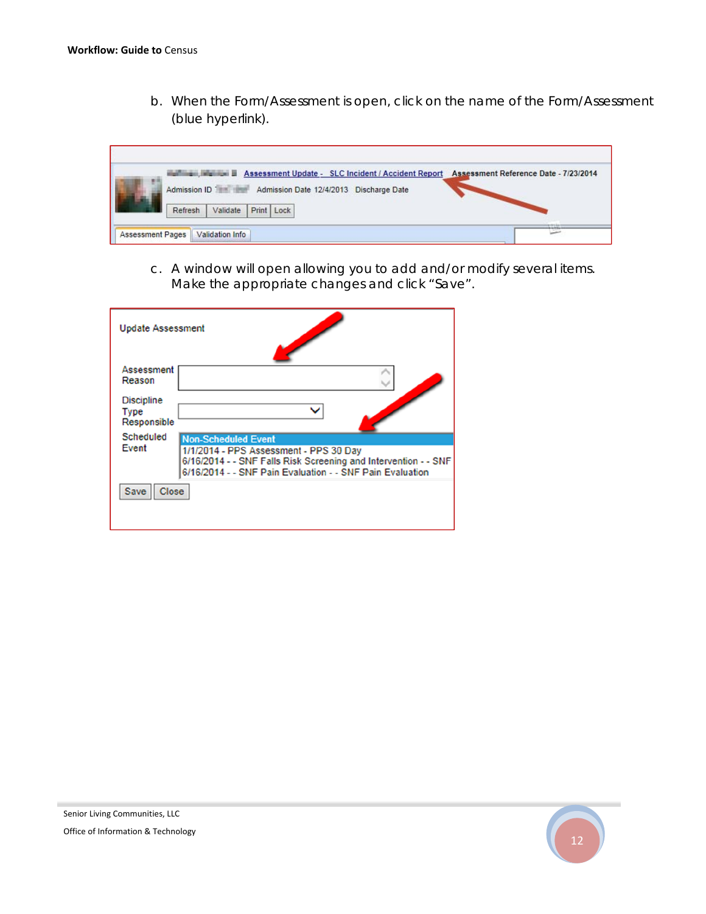b. When the Form/Assessment is open, click on the name of the Form/Assessment (blue hyperlink).

c. A window will open allowing you to add and/or modify several items. Make the appropriate changes and click "Save".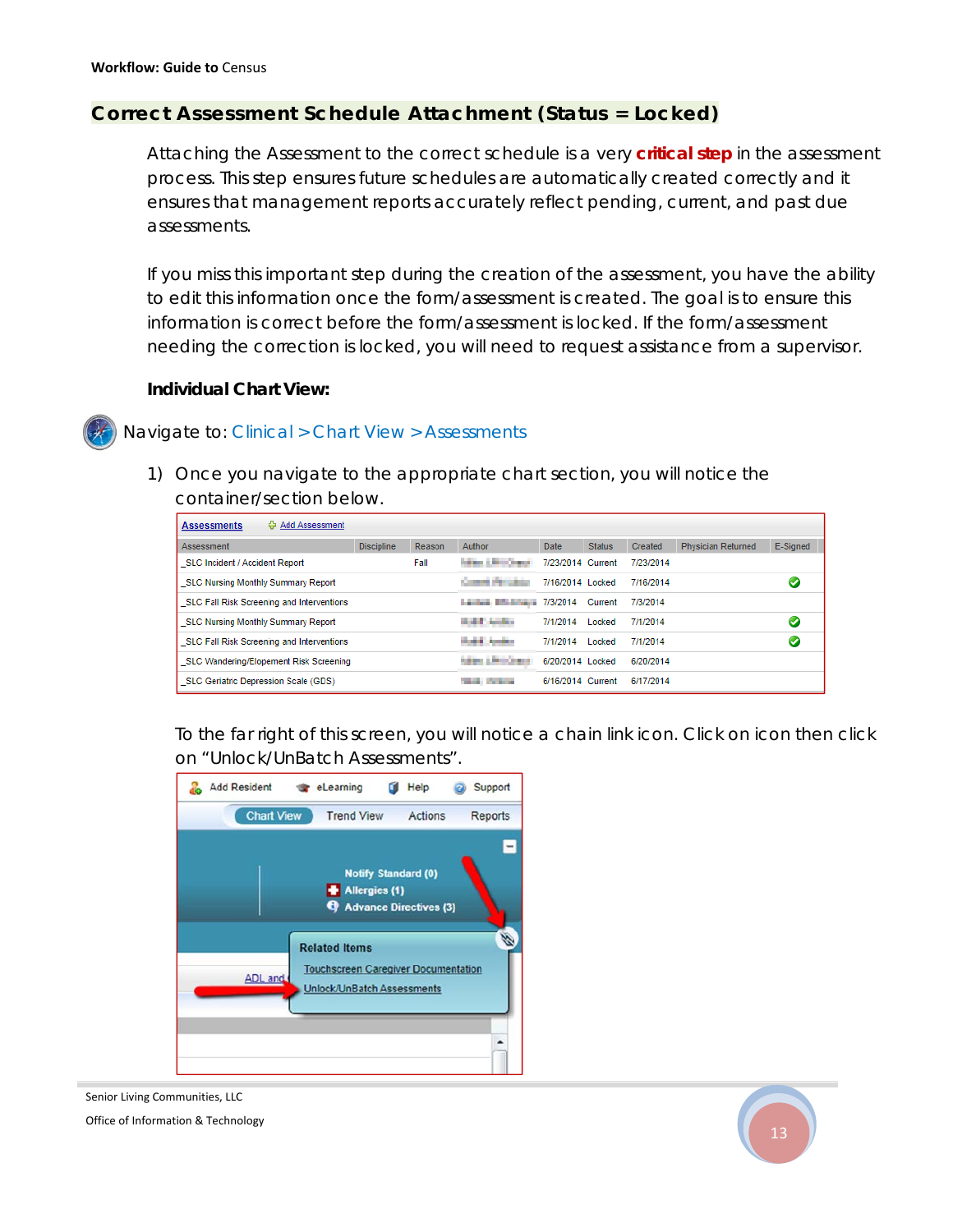## Correct Assessment Schedule Attachment (Status = Locked)

Attaching the Assessment to the correct schedule is a very **critical step** in the assessment process. This step ensures future schedules are automatically created correctly and it ensures that management reports accurately reflect pending, current, and past due assessments.

If you miss this important step during the creation of the assessment, you have the ability to edit this information once the form/assessment is created. The goal is to ensure this information is correct before the form/assessment is locked. If the form/assessment needing the correction is locked, you will need to request assistance from a supervisor.

**Individual Chart View:**

Navigate to: Clinical > Chart View > Assessments

1) Once you navigate to the appropriate chart section, you will notice the container/section below.

**Assessments** | Add Assessment

| Assessment | Discipline | Reason | Author | Date | Status | Created | Physician Returned | E-Signed |
|---|---|---|---|---|---|---|---|---|
| _SLC Incident / Accident Report | | Fall | | 7/23/2014 | Current | 7/23/2014 | | |
| _SLC Nursing Monthly Summary Report | | | | 7/16/2014 | Locked | 7/16/2014 | | ✔ |
| _SLC Fall Risk Screening and Interventions | | | | 7/3/2014 | Current | 7/3/2014 | | |
| _SLC Nursing Monthly Summary Report | | | | 7/1/2014 | Locked | 7/1/2014 | | ✔ |
| _SLC Fall Risk Screening and Interventions | | | | 7/1/2014 | Locked | 7/1/2014 | | ✔ |
| _SLC Wandering/Elopement Risk Screening | | | | 6/20/2014 | Locked | 6/20/2014 | | |
| _SLC Geriatric Depression Scale (GDS) | | | | 6/16/2014 | Current | 6/17/2014 | | |

To the far right of this screen, you will notice a chain link icon. Click on icon then click on "Unlock/UnBatch Assessments".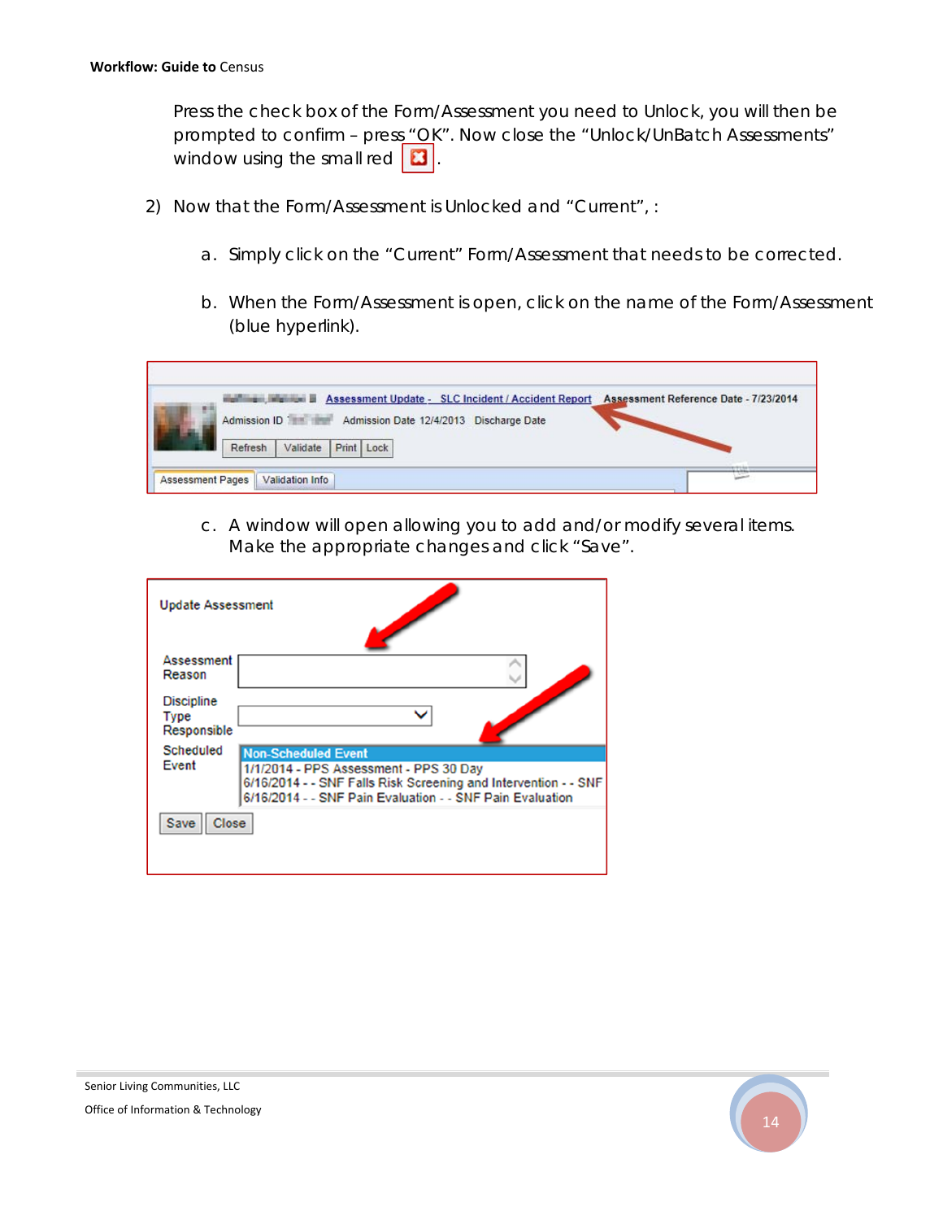Press the check box of the Form/Assessment you need to Unlock, you will then be prompted to confirm – press "OK". Now close the "Unlock/UnBatch Assessments" window using the small red .

2) Now that the Form/Assessment is Unlocked and "Current", :

   a. Simply click on the "Current" Form/Assessment that needs to be corrected.

   b. When the Form/Assessment is open, click on the name of the Form/Assessment (blue hyperlink).

   c. A window will open allowing you to add and/or modify several items. Make the appropriate changes and click "Save".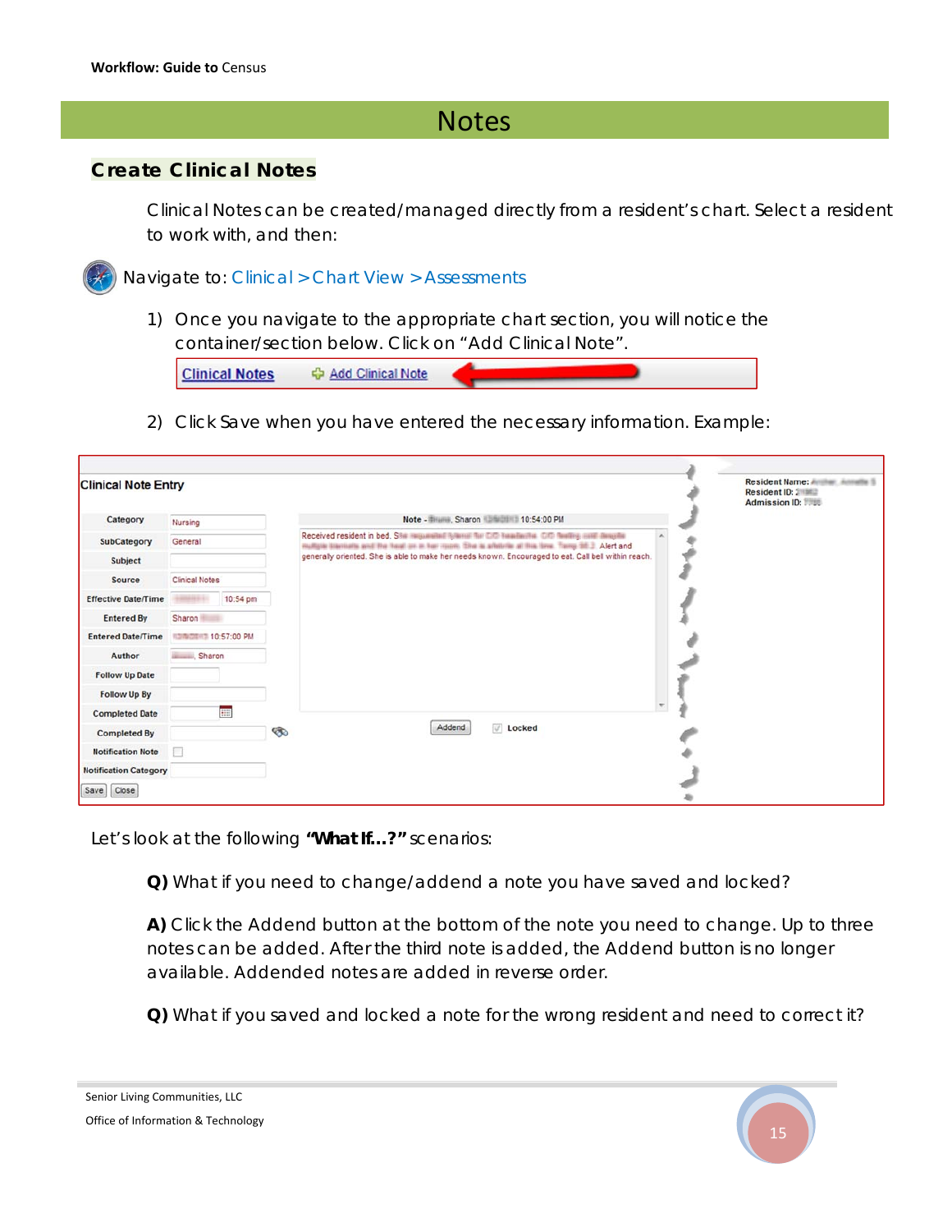# Notes

## Create Clinical Notes

Clinical Notes can be created/managed directly from a resident's chart. Select a resident to work with, and then:

Navigate to: Clinical > Chart View > Assessments

1) Once you navigate to the appropriate chart section, you will notice the container/section below. Click on "Add Clinical Note".

2) Click Save when you have entered the necessary information. Example:

Let's look at the following **"What If...?"** scenarios:

**Q)** What if you need to change/addend a note you have saved and locked?

**A)** Click the Addend button at the bottom of the note you need to change. Up to three notes can be added. After the third note is added, the Addend button is no longer available. Addended notes are added in reverse order.

**Q)** What if you saved and locked a note for the wrong resident and need to correct it?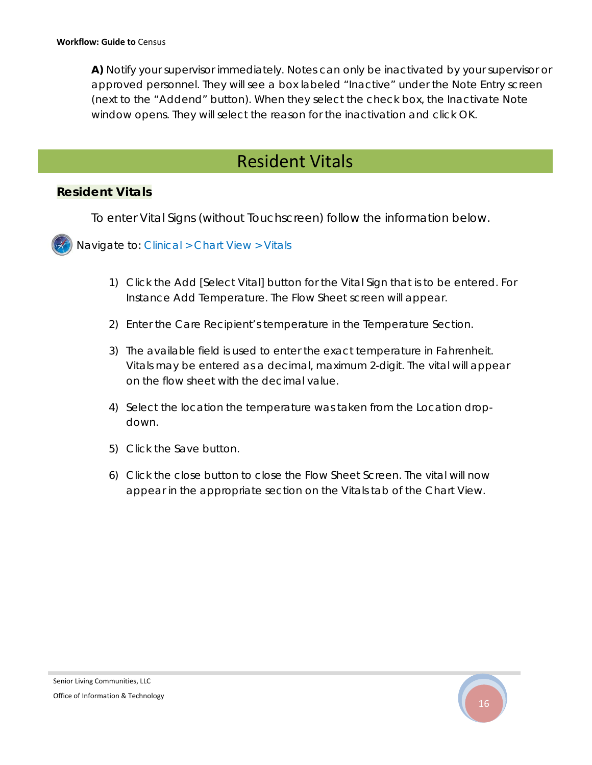**A)** Notify your supervisor immediately. Notes can only be inactivated by your supervisor or approved personnel. They will see a box labeled "Inactive" under the Note Entry screen (next to the "Addend" button). When they select the check box, the Inactivate Note window opens. They will select the reason for the inactivation and click OK.

# Resident Vitals

## Resident Vitals

To enter Vital Signs (without Touchscreen) follow the information below.

Navigate to: Clinical > Chart View > Vitals

1) Click the Add [Select Vital] button for the Vital Sign that is to be entered. For Instance Add Temperature. The Flow Sheet screen will appear.
2) Enter the Care Recipient's temperature in the Temperature Section.
3) The available field is used to enter the exact temperature in Fahrenheit. Vitals may be entered as a decimal, maximum 2-digit. The vital will appear on the flow sheet with the decimal value.
4) Select the location the temperature was taken from the Location drop-down.
5) Click the Save button.
6) Click the close button to close the Flow Sheet Screen. The vital will now appear in the appropriate section on the Vitals tab of the Chart View.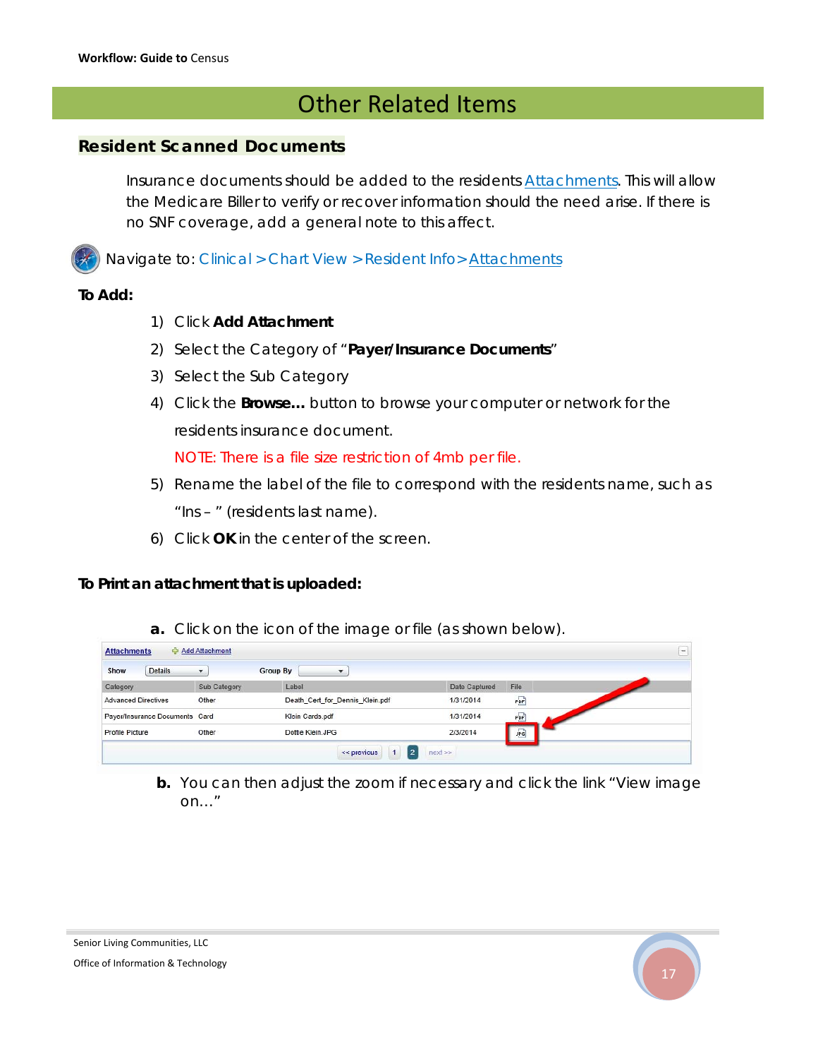# Other Related Items

## Resident Scanned Documents

Insurance documents should be added to the residents Attachments. This will allow the Medicare Biller to verify or recover information should the need arise. If there is no SNF coverage, add a general note to this affect.

Navigate to: Clinical > Chart View > Resident Info > Attachments

**To Add:**

1) Click **Add Attachment**
2) Select the Category of "**Payer/Insurance Documents**"
3) Select the Sub Category
4) Click the **Browse…** button to browse your computer or network for the residents insurance document.

   NOTE: There is a file size restriction of 4mb per file.

5) Rename the label of the file to correspond with the residents name, such as "Ins – " (residents last name).
6) Click **OK** in the center of the screen.

**To Print an attachment that is uploaded:**

**a.** Click on the icon of the image or file (as shown below).

Attachments | Add Attachment

Show: Details | Group By:

| Category | Sub Category | Label | Date Captured | File |
|---|---|---|---|---|
| Advanced Directives | Other | Death_Cert_for_Dennis_Klein.pdf | 1/31/2014 | PDF |
| Payer/Insurance Documents | Card | Klein Cards.pdf | 1/31/2014 | PDF |
| Profile Picture | Other | Dottie Klein.JPG | 2/3/2014 | JPG |

<< previous 1 2 next >>

**b.** You can then adjust the zoom if necessary and click the link "View image on…"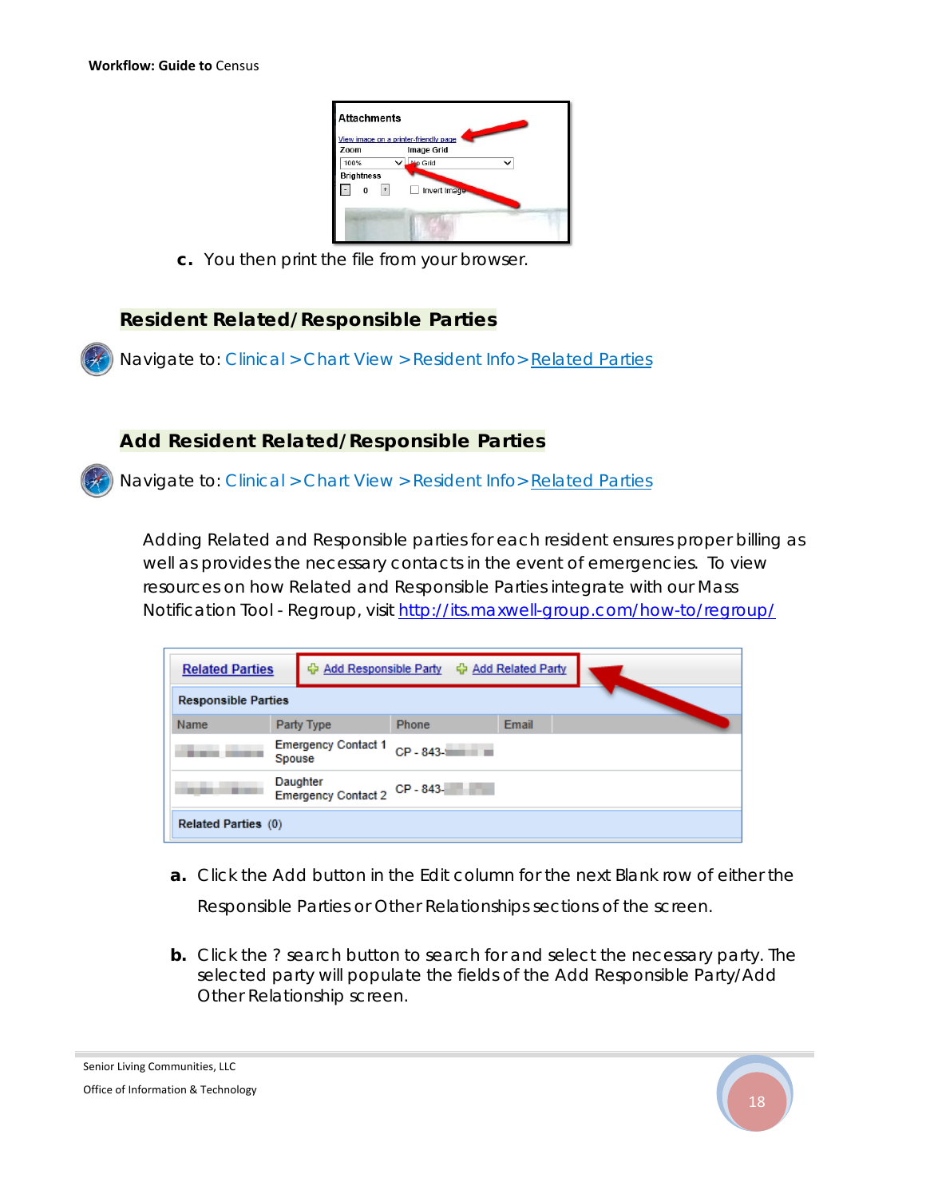c. You then print the file from your browser.

## Resident Related/Responsible Parties

Navigate to: Clinical > Chart View > Resident Info > Related Parties

## Add Resident Related/Responsible Parties

Navigate to: Clinical > Chart View > Resident Info > Related Parties

Adding Related and Responsible parties for each resident ensures proper billing as well as provides the necessary contacts in the event of emergencies. To view resources on how Related and Responsible Parties integrate with our Mass Notification Tool - Regroup, visit http://its.maxwell-group.com/how-to/regroup/

a. Click the Add button in the Edit column for the next Blank row of either the Responsible Parties or Other Relationships sections of the screen.

b. Click the ? search button to search for and select the necessary party. The selected party will populate the fields of the Add Responsible Party/Add Other Relationship screen.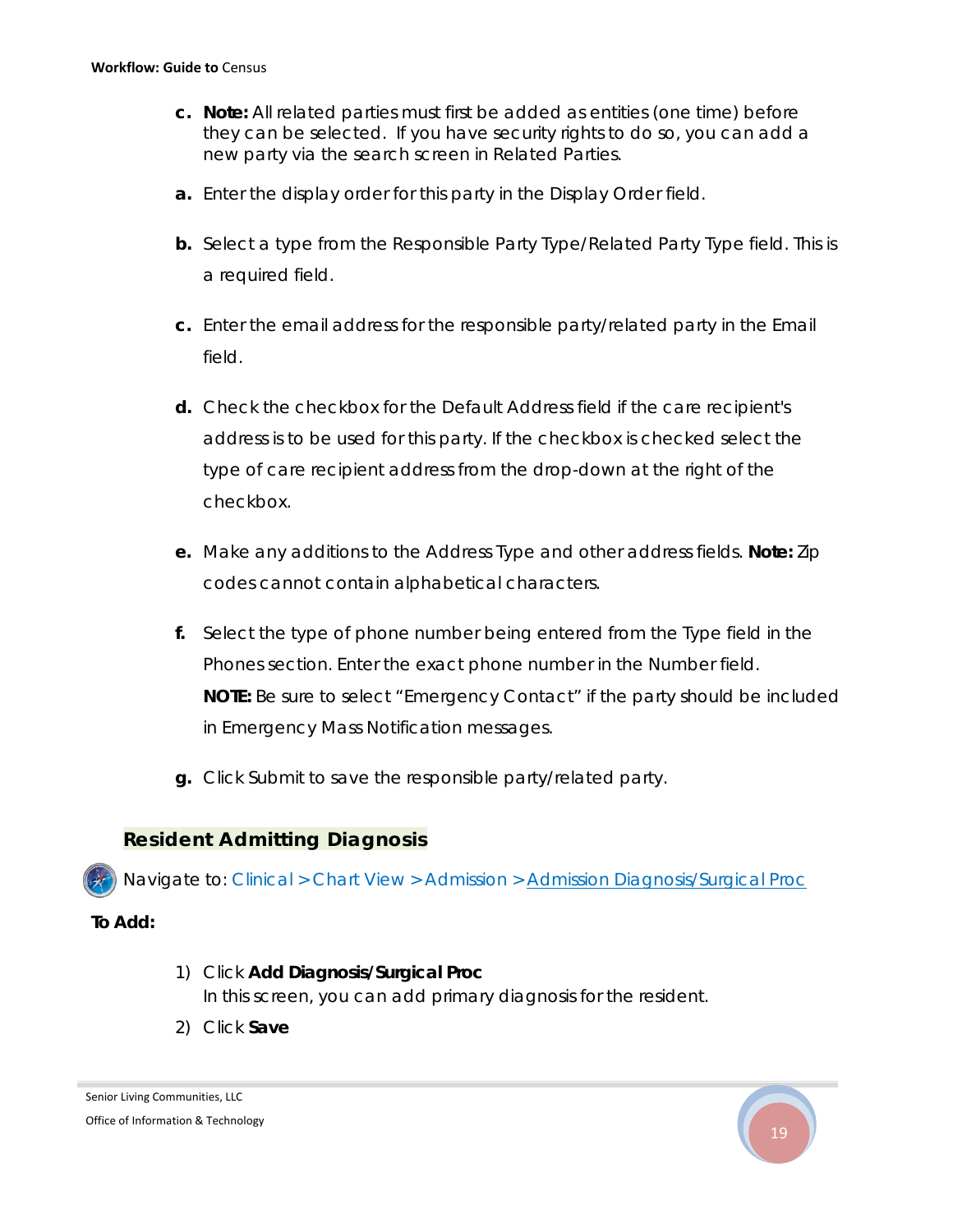c. **Note:** All related parties must first be added as entities (one time) before they can be selected. If you have security rights to do so, you can add a new party via the search screen in Related Parties.

a. Enter the display order for this party in the Display Order field.

b. Select a type from the Responsible Party Type/Related Party Type field. This is a required field.

c. Enter the email address for the responsible party/related party in the Email field.

d. Check the checkbox for the Default Address field if the care recipient's address is to be used for this party. If the checkbox is checked select the type of care recipient address from the drop-down at the right of the checkbox.

e. Make any additions to the Address Type and other address fields. **Note:** Zip codes cannot contain alphabetical characters.

f. Select the type of phone number being entered from the Type field in the Phones section. Enter the exact phone number in the Number field.
**NOTE:** Be sure to select "Emergency Contact" if the party should be included in Emergency Mass Notification messages.

g. Click Submit to save the responsible party/related party.

## Resident Admitting Diagnosis

Navigate to: Clinical > Chart View > Admission > Admission Diagnosis/Surgical Proc

**To Add:**

1) Click **Add Diagnosis/Surgical Proc**
   In this screen, you can add primary diagnosis for the resident.
2) Click **Save**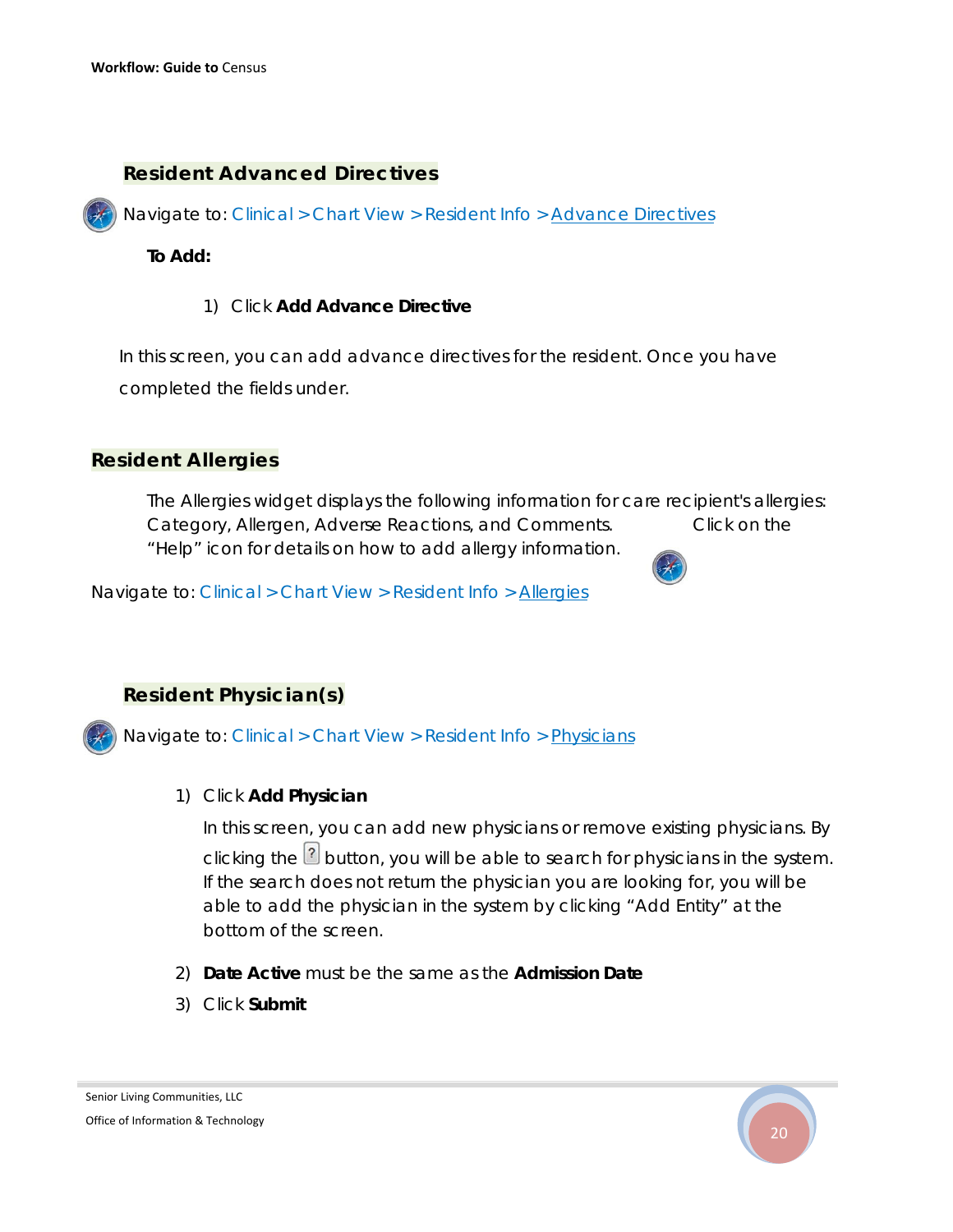## Resident Advanced Directives

Navigate to: Clinical > Chart View > Resident Info > Advance Directives

**To Add:**

1) Click **Add Advance Directive**

In this screen, you can add advance directives for the resident. Once you have completed the fields under.

## Resident Allergies

The Allergies widget displays the following information for care recipient's allergies: Category, Allergen, Adverse Reactions, and Comments. Click on the "Help" icon for details on how to add allergy information.

Navigate to: Clinical > Chart View > Resident Info > Allergies

## Resident Physician(s)

Navigate to: Clinical > Chart View > Resident Info > Physicians

1) Click **Add Physician**

   In this screen, you can add new physicians or remove existing physicians. By clicking the ? button, you will be able to search for physicians in the system. If the search does not return the physician you are looking for, you will be able to add the physician in the system by clicking "Add Entity" at the bottom of the screen.

2) **Date Active** must be the same as the **Admission Date**
3) Click **Submit**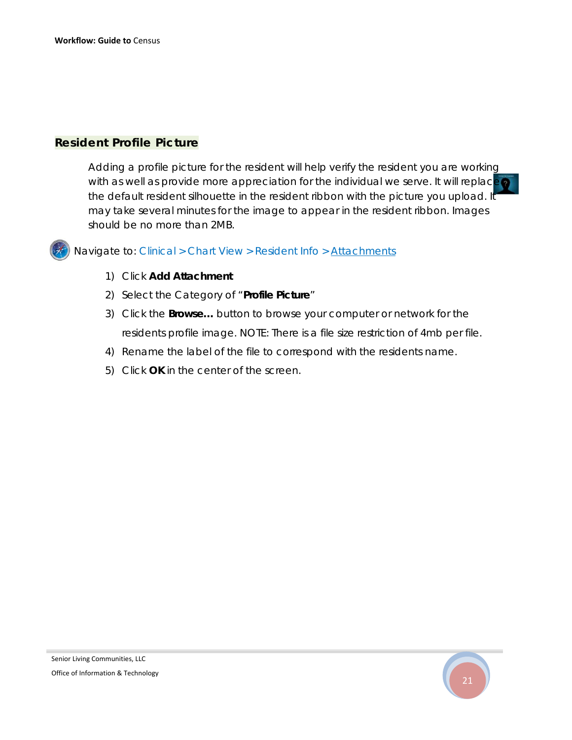## Resident Profile Picture

Adding a profile picture for the resident will help verify the resident you are working with as well as provide more appreciation for the individual we serve. It will replace the default resident silhouette in the resident ribbon with the picture you upload. It may take several minutes for the image to appear in the resident ribbon. Images should be no more than 2MB.

Navigate to: Clinical > Chart View > Resident Info > Attachments

1) Click **Add Attachment**
2) Select the Category of "**Profile Picture**"
3) Click the **Browse…** button to browse your computer or network for the residents profile image. NOTE: There is a file size restriction of 4mb per file.
4) Rename the label of the file to correspond with the residents name.
5) Click **OK** in the center of the screen.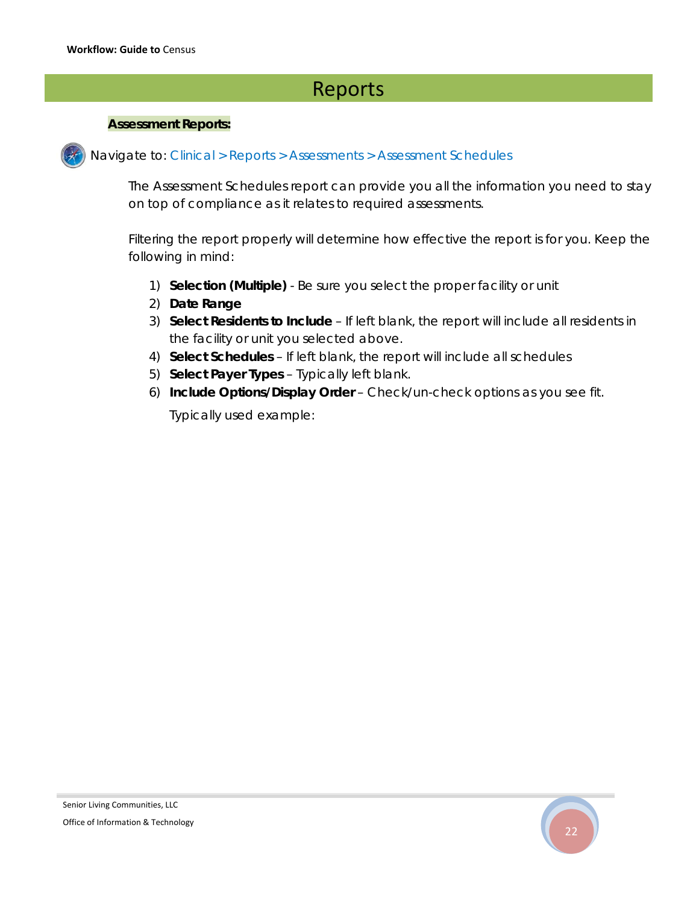# Reports

**Assessment Reports:**

Navigate to: Clinical > Reports > Assessments > Assessment Schedules

The Assessment Schedules report can provide you all the information you need to stay on top of compliance as it relates to required assessments.

Filtering the report properly will determine how effective the report is for you. Keep the following in mind:

1) **Selection (Multiple)** - Be sure you select the proper facility or unit
2) **Date Range**
3) **Select Residents to Include** – If left blank, the report will include all residents in the facility or unit you selected above.
4) **Select Schedules** – If left blank, the report will include all schedules
5) **Select Payer Types** – Typically left blank.
6) **Include Options/Display Order** – Check/un-check options as you see fit.

   Typically used example: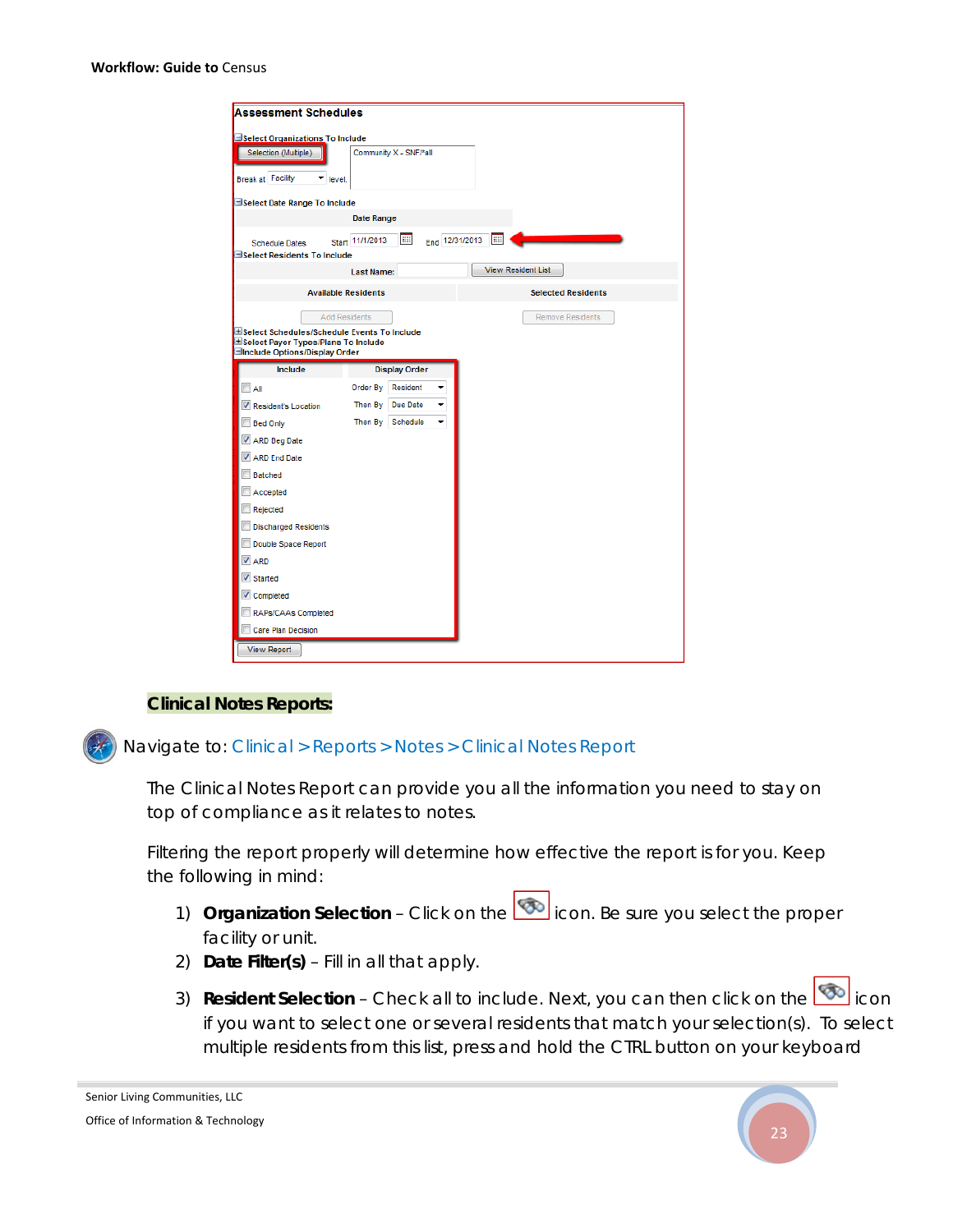Assessment Schedules

Select Organizations To Include

Selection (Multiple) | Community X - SNF/*all

Break at Facility level.

Select Date Range To Include

Date Range

Schedule Dates Start 11/1/2013 End 12/31/2013

Select Residents To Include

Last Name: View Resident List

Available Residents | Selected Residents

Add Residents | Remove Residents

Select Schedules/Schedule Events To Include
Select Payer Types/Plans To Include
Include Options/Display Order

| Include | Display Order |
|---|---|
| All | Order By Resident |
| Resident's Location | Then By Due Date |
| Bed Only | Then By Schedule |
| ARD Beg Date | |
| ARD End Date | |
| Batched | |
| Accepted | |
| Rejected | |
| Discharged Residents | |
| Double Space Report | |
| ARD | |
| Started | |
| Completed | |
| RAPs/CAAs Completed | |
| Care Plan Decision | |

View Report

## Clinical Notes Reports:

Navigate to: Clinical > Reports > Notes > Clinical Notes Report

The Clinical Notes Report can provide you all the information you need to stay on top of compliance as it relates to notes.

Filtering the report properly will determine how effective the report is for you. Keep the following in mind:

1) **Organization Selection** – Click on the icon. Be sure you select the proper facility or unit.
2) **Date Filter(s)** – Fill in all that apply.
3) **Resident Selection** – Check all to include. Next, you can then click on the icon if you want to select one or several residents that match your selection(s). To select multiple residents from this list, press and hold the CTRL button on your keyboard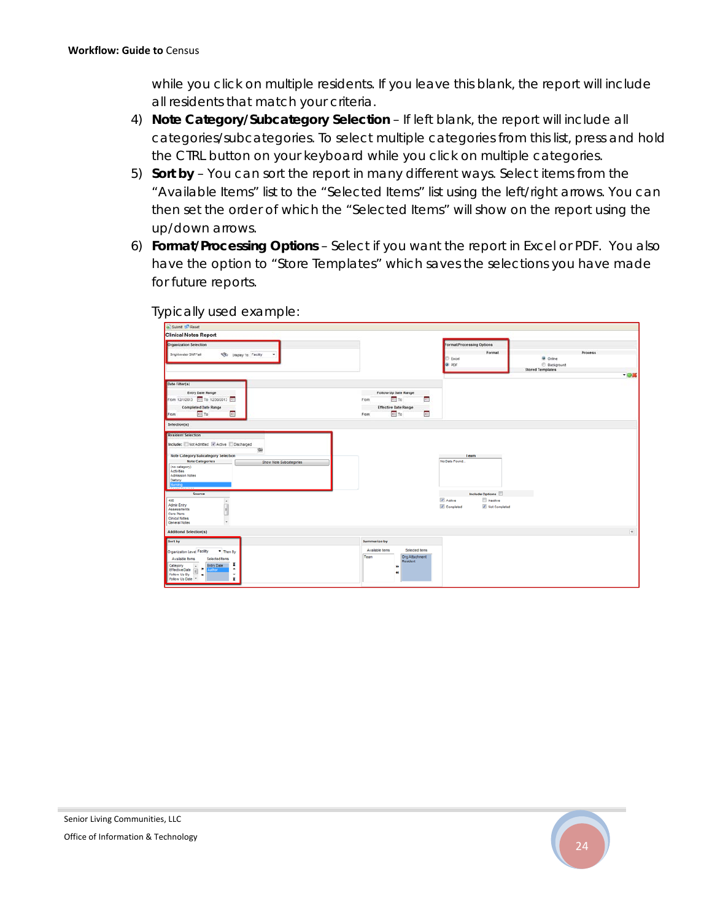while you click on multiple residents. If you leave this blank, the report will include all residents that match your criteria.

4) **Note Category/Subcategory Selection** – If left blank, the report will include all categories/subcategories. To select multiple categories from this list, press and hold the CTRL button on your keyboard while you click on multiple categories.
5) **Sort by** – You can sort the report in many different ways. Select items from the "Available Items" list to the "Selected Items" list using the left/right arrows. You can then set the order of which the "Selected Items" will show on the report using the up/down arrows.
6) **Format/Processing Options** – Select if you want the report in Excel or PDF. You also have the option to "Store Templates" which saves the selections you have made for future reports.

Typically used example: